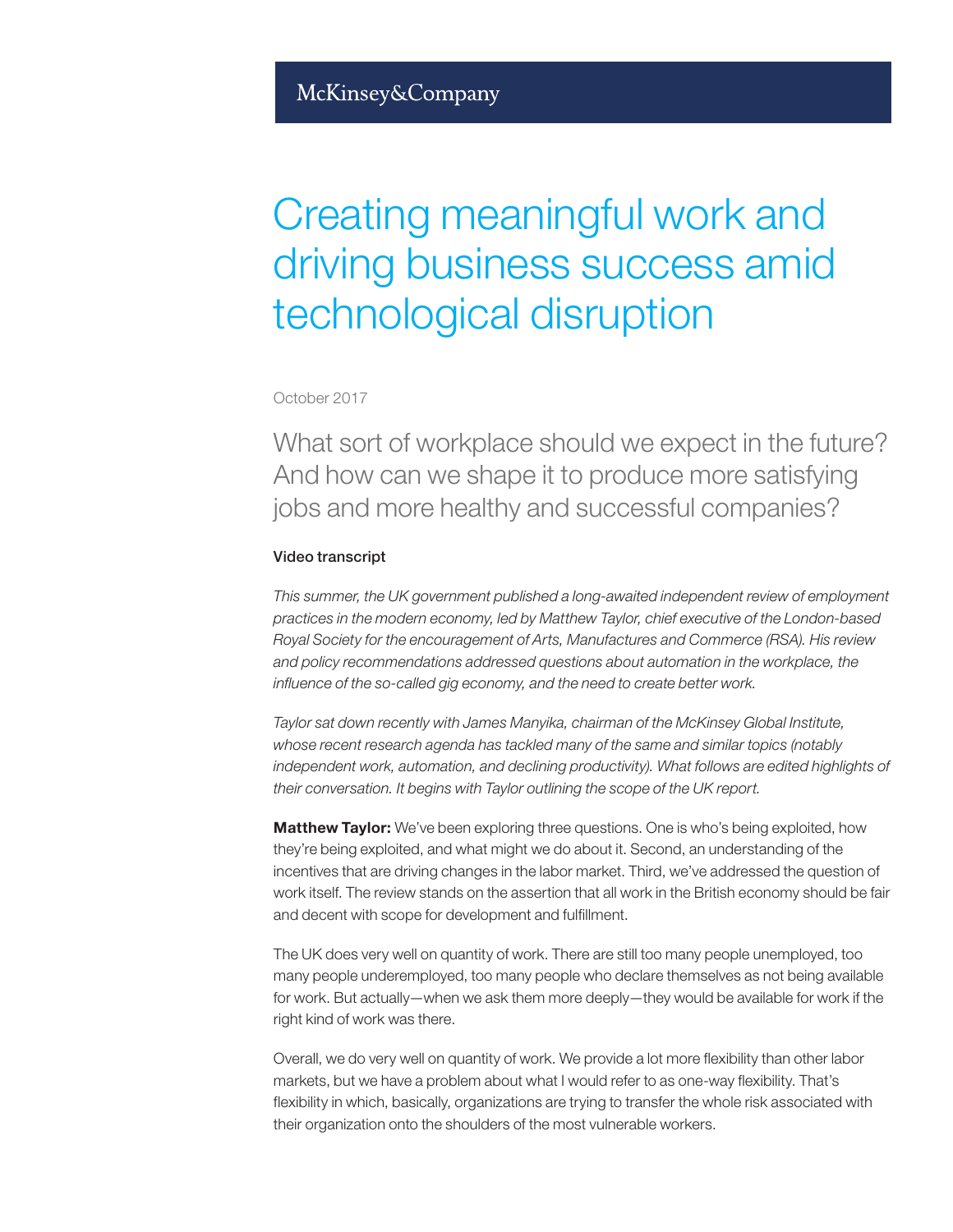McKinsey&Company

# Creating meaningful work and driving business success amid technological disruption

October 2017

## What sort of workplace should we expect in the future? And how can we shape it to produce more satisfying jobs and more healthy and successful companies?

### Video transcript

*This summer, the UK government published a long-awaited independent review of employment practices in the modern economy, led by Matthew Taylor, chief executive of the London-based Royal Society for the encouragement of Arts, Manufactures and Commerce (RSA). His review and policy recommendations addressed questions about automation in the workplace, the influence of the so-called gig economy, and the need to create better work.*

*Taylor sat down recently with James Manyika, chairman of the McKinsey Global Institute, whose recent research agenda has tackled many of the same and similar topics (notably independent work, automation, and declining productivity). What follows are edited highlights of their conversation. It begins with Taylor outlining the scope of the UK report.*

**Matthew Taylor:** We've been exploring three questions. One is who's being exploited, how they're being exploited, and what might we do about it. Second, an understanding of the incentives that are driving changes in the labor market. Third, we've addressed the question of work itself. The review stands on the assertion that all work in the British economy should be fair and decent with scope for development and fulfillment.

The UK does very well on quantity of work. There are still too many people unemployed, too many people underemployed, too many people who declare themselves as not being available for work. But actually—when we ask them more deeply—they would be available for work if the right kind of work was there.

Overall, we do very well on quantity of work. We provide a lot more flexibility than other labor markets, but we have a problem about what I would refer to as one-way flexibility. That's flexibility in which, basically, organizations are trying to transfer the whole risk associated with their organization onto the shoulders of the most vulnerable workers.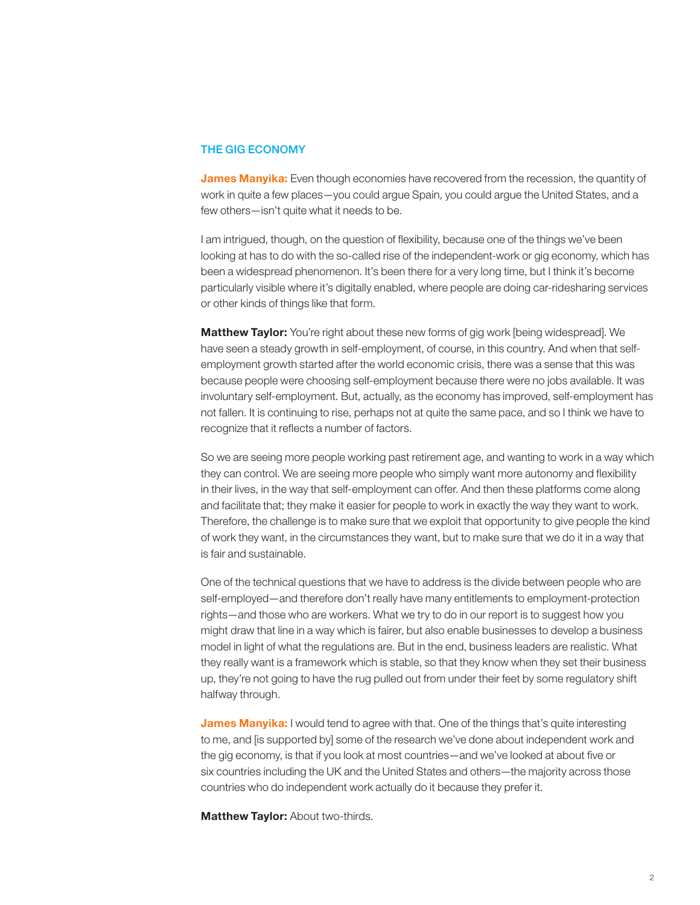## THE GIG ECONOMY

**James Manyika:** Even though economies have recovered from the recession, the quantity of work in quite a few places—you could argue Spain, you could argue the United States, and a few others—isn't quite what it needs to be.

I am intrigued, though, on the question of flexibility, because one of the things we've been looking at has to do with the so-called rise of the independent-work or gig economy, which has been a widespread phenomenon. It's been there for a very long time, but I think it's become particularly visible where it's digitally enabled, where people are doing car-ridesharing services or other kinds of things like that form.

**Matthew Taylor:** You're right about these new forms of gig work [being widespread]. We have seen a steady growth in self-employment, of course, in this country. And when that self-employment growth started after the world economic crisis, there was a sense that this was because people were choosing self-employment because there were no jobs available. It was involuntary self-employment. But, actually, as the economy has improved, self-employment has not fallen. It is continuing to rise, perhaps not at quite the same pace, and so I think we have to recognize that it reflects a number of factors.

So we are seeing more people working past retirement age, and wanting to work in a way which they can control. We are seeing more people who simply want more autonomy and flexibility in their lives, in the way that self-employment can offer. And then these platforms come along and facilitate that; they make it easier for people to work in exactly the way they want to work. Therefore, the challenge is to make sure that we exploit that opportunity to give people the kind of work they want, in the circumstances they want, but to make sure that we do it in a way that is fair and sustainable.

One of the technical questions that we have to address is the divide between people who are self-employed—and therefore don't really have many entitlements to employment-protection rights—and those who are workers. What we try to do in our report is to suggest how you might draw that line in a way which is fairer, but also enable businesses to develop a business model in light of what the regulations are. But in the end, business leaders are realistic. What they really want is a framework which is stable, so that they know when they set their business up, they're not going to have the rug pulled out from under their feet by some regulatory shift halfway through.

**James Manyika:** I would tend to agree with that. One of the things that's quite interesting to me, and [is supported by] some of the research we've done about independent work and the gig economy, is that if you look at most countries—and we've looked at about five or six countries including the UK and the United States and others—the majority across those countries who do independent work actually do it because they prefer it.

**Matthew Taylor:** About two-thirds.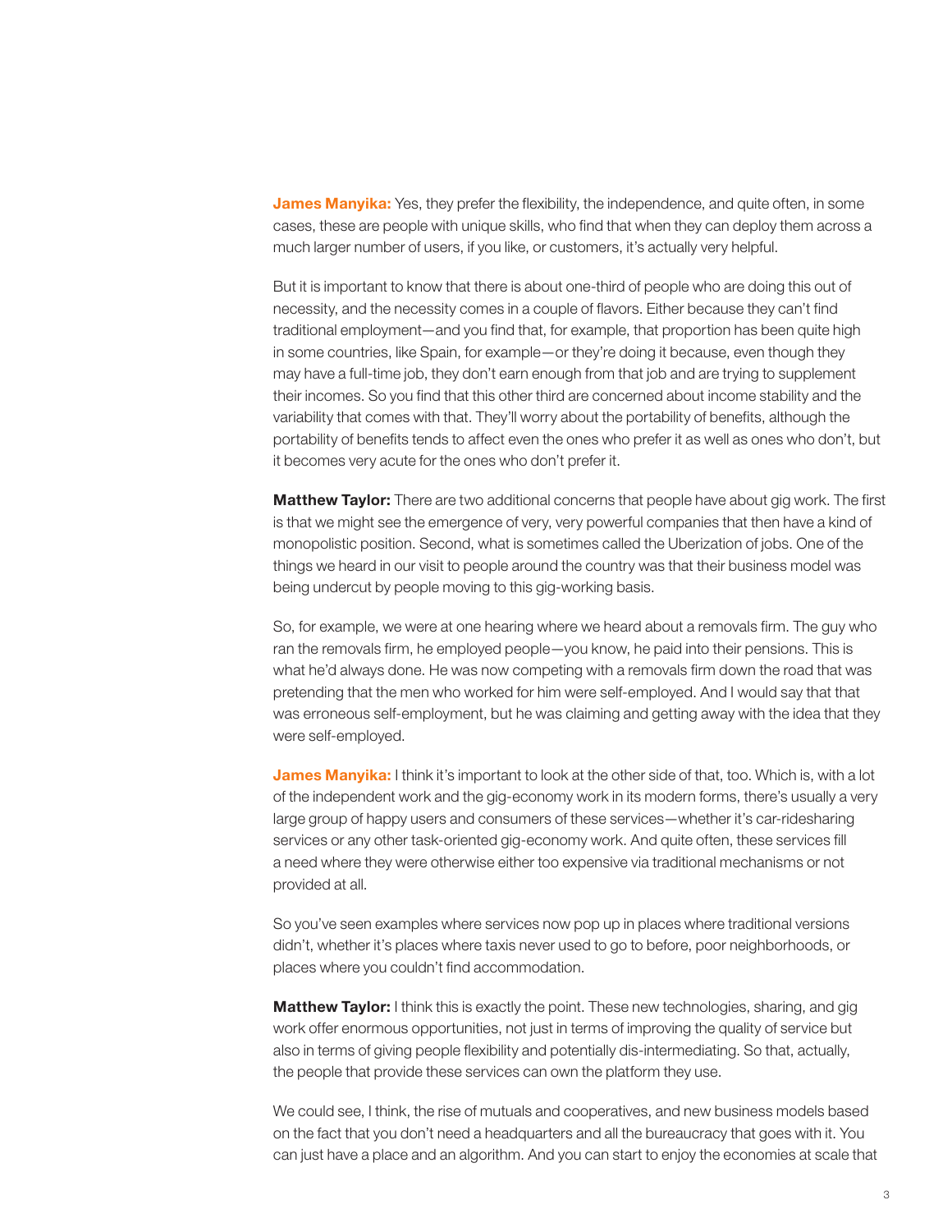**James Manyika:** Yes, they prefer the flexibility, the independence, and quite often, in some cases, these are people with unique skills, who find that when they can deploy them across a much larger number of users, if you like, or customers, it's actually very helpful.

But it is important to know that there is about one-third of people who are doing this out of necessity, and the necessity comes in a couple of flavors. Either because they can't find traditional employment—and you find that, for example, that proportion has been quite high in some countries, like Spain, for example—or they're doing it because, even though they may have a full-time job, they don't earn enough from that job and are trying to supplement their incomes. So you find that this other third are concerned about income stability and the variability that comes with that. They'll worry about the portability of benefits, although the portability of benefits tends to affect even the ones who prefer it as well as ones who don't, but it becomes very acute for the ones who don't prefer it.

**Matthew Taylor:** There are two additional concerns that people have about gig work. The first is that we might see the emergence of very, very powerful companies that then have a kind of monopolistic position. Second, what is sometimes called the Uberization of jobs. One of the things we heard in our visit to people around the country was that their business model was being undercut by people moving to this gig-working basis.

So, for example, we were at one hearing where we heard about a removals firm. The guy who ran the removals firm, he employed people—you know, he paid into their pensions. This is what he'd always done. He was now competing with a removals firm down the road that was pretending that the men who worked for him were self-employed. And I would say that that was erroneous self-employment, but he was claiming and getting away with the idea that they were self-employed.

**James Manyika:** I think it's important to look at the other side of that, too. Which is, with a lot of the independent work and the gig-economy work in its modern forms, there's usually a very large group of happy users and consumers of these services—whether it's car-ridesharing services or any other task-oriented gig-economy work. And quite often, these services fill a need where they were otherwise either too expensive via traditional mechanisms or not provided at all.

So you've seen examples where services now pop up in places where traditional versions didn't, whether it's places where taxis never used to go to before, poor neighborhoods, or places where you couldn't find accommodation.

**Matthew Taylor:** I think this is exactly the point. These new technologies, sharing, and gig work offer enormous opportunities, not just in terms of improving the quality of service but also in terms of giving people flexibility and potentially dis-intermediating. So that, actually, the people that provide these services can own the platform they use.

We could see, I think, the rise of mutuals and cooperatives, and new business models based on the fact that you don't need a headquarters and all the bureaucracy that goes with it. You can just have a place and an algorithm. And you can start to enjoy the economies at scale that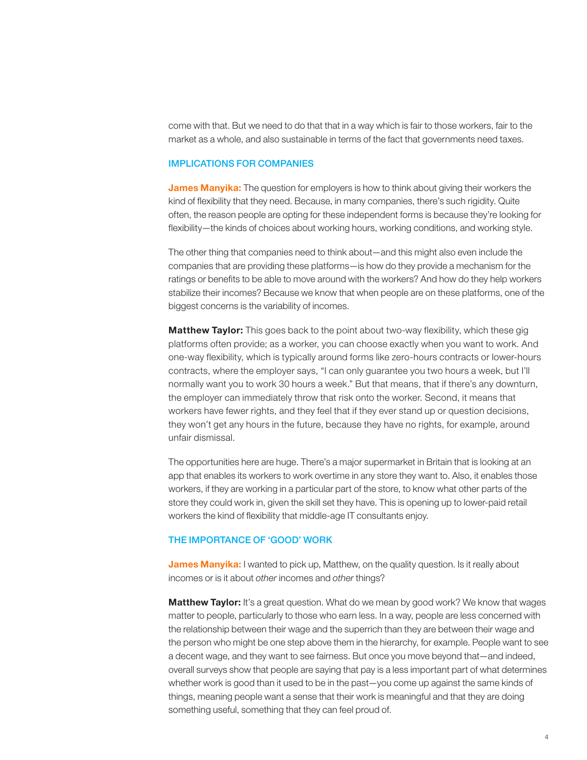come with that. But we need to do that that in a way which is fair to those workers, fair to the market as a whole, and also sustainable in terms of the fact that governments need taxes.

## IMPLICATIONS FOR COMPANIES

**James Manyika:** The question for employers is how to think about giving their workers the kind of flexibility that they need. Because, in many companies, there's such rigidity. Quite often, the reason people are opting for these independent forms is because they're looking for flexibility—the kinds of choices about working hours, working conditions, and working style.

The other thing that companies need to think about—and this might also even include the companies that are providing these platforms—is how do they provide a mechanism for the ratings or benefits to be able to move around with the workers? And how do they help workers stabilize their incomes? Because we know that when people are on these platforms, one of the biggest concerns is the variability of incomes.

**Matthew Taylor:** This goes back to the point about two-way flexibility, which these gig platforms often provide; as a worker, you can choose exactly when you want to work. And one-way flexibility, which is typically around forms like zero-hours contracts or lower-hours contracts, where the employer says, "I can only guarantee you two hours a week, but I'll normally want you to work 30 hours a week." But that means, that if there's any downturn, the employer can immediately throw that risk onto the worker. Second, it means that workers have fewer rights, and they feel that if they ever stand up or question decisions, they won't get any hours in the future, because they have no rights, for example, around unfair dismissal.

The opportunities here are huge. There's a major supermarket in Britain that is looking at an app that enables its workers to work overtime in any store they want to. Also, it enables those workers, if they are working in a particular part of the store, to know what other parts of the store they could work in, given the skill set they have. This is opening up to lower-paid retail workers the kind of flexibility that middle-age IT consultants enjoy.

## THE IMPORTANCE OF 'GOOD' WORK

**James Manyika:** I wanted to pick up, Matthew, on the quality question. Is it really about incomes or is it about *other* incomes and *other* things?

**Matthew Taylor:** It's a great question. What do we mean by good work? We know that wages matter to people, particularly to those who earn less. In a way, people are less concerned with the relationship between their wage and the superrich than they are between their wage and the person who might be one step above them in the hierarchy, for example. People want to see a decent wage, and they want to see fairness. But once you move beyond that—and indeed, overall surveys show that people are saying that pay is a less important part of what determines whether work is good than it used to be in the past—you come up against the same kinds of things, meaning people want a sense that their work is meaningful and that they are doing something useful, something that they can feel proud of.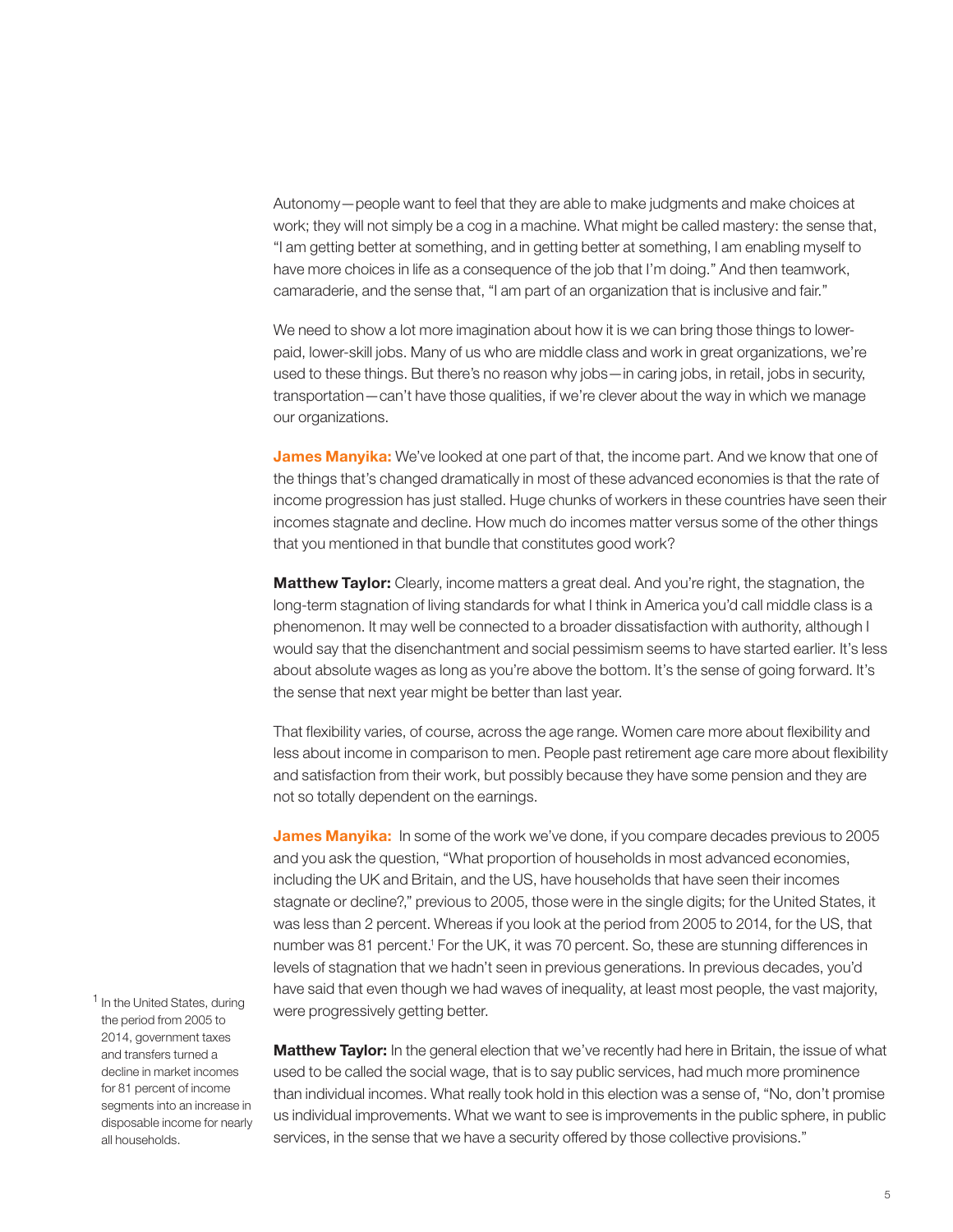Autonomy—people want to feel that they are able to make judgments and make choices at work; they will not simply be a cog in a machine. What might be called mastery: the sense that, "I am getting better at something, and in getting better at something, I am enabling myself to have more choices in life as a consequence of the job that I'm doing." And then teamwork, camaraderie, and the sense that, "I am part of an organization that is inclusive and fair."

We need to show a lot more imagination about how it is we can bring those things to lower-paid, lower-skill jobs. Many of us who are middle class and work in great organizations, we're used to these things. But there's no reason why jobs—in caring jobs, in retail, jobs in security, transportation—can't have those qualities, if we're clever about the way in which we manage our organizations.

**James Manyika:** We've looked at one part of that, the income part. And we know that one of the things that's changed dramatically in most of these advanced economies is that the rate of income progression has just stalled. Huge chunks of workers in these countries have seen their incomes stagnate and decline. How much do incomes matter versus some of the other things that you mentioned in that bundle that constitutes good work?

**Matthew Taylor:** Clearly, income matters a great deal. And you're right, the stagnation, the long-term stagnation of living standards for what I think in America you'd call middle class is a phenomenon. It may well be connected to a broader dissatisfaction with authority, although I would say that the disenchantment and social pessimism seems to have started earlier. It's less about absolute wages as long as you're above the bottom. It's the sense of going forward. It's the sense that next year might be better than last year.

That flexibility varies, of course, across the age range. Women care more about flexibility and less about income in comparison to men. People past retirement age care more about flexibility and satisfaction from their work, but possibly because they have some pension and they are not so totally dependent on the earnings.

**James Manyika:** In some of the work we've done, if you compare decades previous to 2005 and you ask the question, "What proportion of households in most advanced economies, including the UK and Britain, and the US, have households that have seen their incomes stagnate or decline?," previous to 2005, those were in the single digits; for the United States, it was less than 2 percent. Whereas if you look at the period from 2005 to 2014, for the US, that number was 81 percent.[1] For the UK, it was 70 percent. So, these are stunning differences in levels of stagnation that we hadn't seen in previous generations. In previous decades, you'd have said that even though we had waves of inequality, at least most people, the vast majority, were progressively getting better.

**Matthew Taylor:** In the general election that we've recently had here in Britain, the issue of what used to be called the social wage, that is to say public services, had much more prominence than individual incomes. What really took hold in this election was a sense of, "No, don't promise us individual improvements. What we want to see is improvements in the public sphere, in public services, in the sense that we have a security offered by those collective provisions."

[1] In the United States, during the period from 2005 to 2014, government taxes and transfers turned a decline in market incomes for 81 percent of income segments into an increase in disposable income for nearly all households.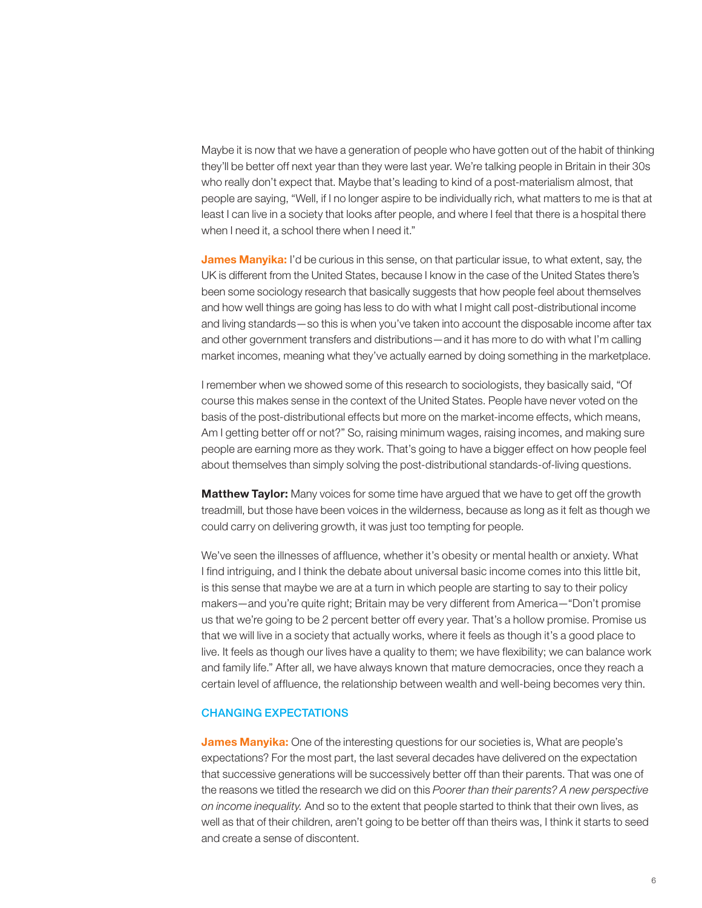Maybe it is now that we have a generation of people who have gotten out of the habit of thinking they'll be better off next year than they were last year. We're talking people in Britain in their 30s who really don't expect that. Maybe that's leading to kind of a post-materialism almost, that people are saying, "Well, if I no longer aspire to be individually rich, what matters to me is that at least I can live in a society that looks after people, and where I feel that there is a hospital there when I need it, a school there when I need it."

**James Manyika:** I'd be curious in this sense, on that particular issue, to what extent, say, the UK is different from the United States, because I know in the case of the United States there's been some sociology research that basically suggests that how people feel about themselves and how well things are going has less to do with what I might call post-distributional income and living standards—so this is when you've taken into account the disposable income after tax and other government transfers and distributions—and it has more to do with what I'm calling market incomes, meaning what they've actually earned by doing something in the marketplace.

I remember when we showed some of this research to sociologists, they basically said, "Of course this makes sense in the context of the United States. People have never voted on the basis of the post-distributional effects but more on the market-income effects, which means, Am I getting better off or not?" So, raising minimum wages, raising incomes, and making sure people are earning more as they work. That's going to have a bigger effect on how people feel about themselves than simply solving the post-distributional standards-of-living questions.

**Matthew Taylor:** Many voices for some time have argued that we have to get off the growth treadmill, but those have been voices in the wilderness, because as long as it felt as though we could carry on delivering growth, it was just too tempting for people.

We've seen the illnesses of affluence, whether it's obesity or mental health or anxiety. What I find intriguing, and I think the debate about universal basic income comes into this little bit, is this sense that maybe we are at a turn in which people are starting to say to their policy makers—and you're quite right; Britain may be very different from America—"Don't promise us that we're going to be 2 percent better off every year. That's a hollow promise. Promise us that we will live in a society that actually works, where it feels as though it's a good place to live. It feels as though our lives have a quality to them; we have flexibility; we can balance work and family life." After all, we have always known that mature democracies, once they reach a certain level of affluence, the relationship between wealth and well-being becomes very thin.

## CHANGING EXPECTATIONS

**James Manyika:** One of the interesting questions for our societies is, What are people's expectations? For the most part, the last several decades have delivered on the expectation that successive generations will be successively better off than their parents. That was one of the reasons we titled the research we did on this *Poorer than their parents? A new perspective on income inequality.* And so to the extent that people started to think that their own lives, as well as that of their children, aren't going to be better off than theirs was, I think it starts to seed and create a sense of discontent.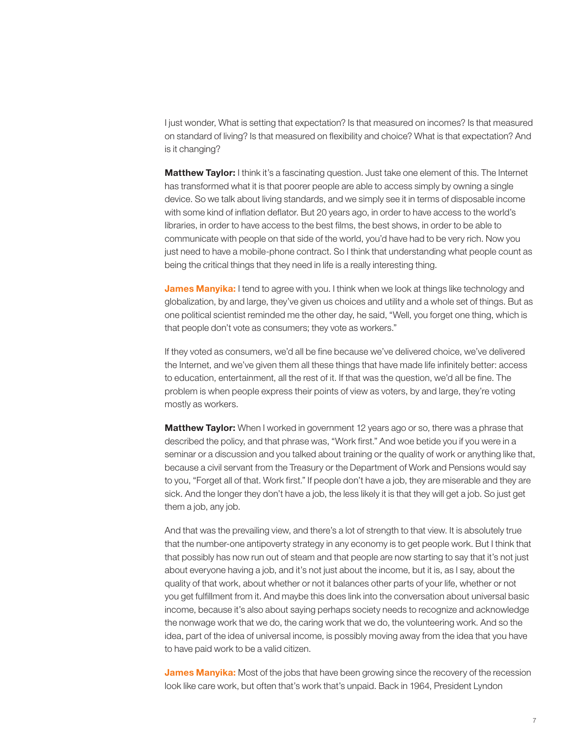I just wonder, What is setting that expectation? Is that measured on incomes? Is that measured on standard of living? Is that measured on flexibility and choice? What is that expectation? And is it changing?

**Matthew Taylor:** I think it's a fascinating question. Just take one element of this. The Internet has transformed what it is that poorer people are able to access simply by owning a single device. So we talk about living standards, and we simply see it in terms of disposable income with some kind of inflation deflator. But 20 years ago, in order to have access to the world's libraries, in order to have access to the best films, the best shows, in order to be able to communicate with people on that side of the world, you'd have had to be very rich. Now you just need to have a mobile-phone contract. So I think that understanding what people count as being the critical things that they need in life is a really interesting thing.

**James Manyika:** I tend to agree with you. I think when we look at things like technology and globalization, by and large, they've given us choices and utility and a whole set of things. But as one political scientist reminded me the other day, he said, "Well, you forget one thing, which is that people don't vote as consumers; they vote as workers."

If they voted as consumers, we'd all be fine because we've delivered choice, we've delivered the Internet, and we've given them all these things that have made life infinitely better: access to education, entertainment, all the rest of it. If that was the question, we'd all be fine. The problem is when people express their points of view as voters, by and large, they're voting mostly as workers.

**Matthew Taylor:** When I worked in government 12 years ago or so, there was a phrase that described the policy, and that phrase was, "Work first." And woe betide you if you were in a seminar or a discussion and you talked about training or the quality of work or anything like that, because a civil servant from the Treasury or the Department of Work and Pensions would say to you, "Forget all of that. Work first." If people don't have a job, they are miserable and they are sick. And the longer they don't have a job, the less likely it is that they will get a job. So just get them a job, any job.

And that was the prevailing view, and there's a lot of strength to that view. It is absolutely true that the number-one antipoverty strategy in any economy is to get people work. But I think that that possibly has now run out of steam and that people are now starting to say that it's not just about everyone having a job, and it's not just about the income, but it is, as I say, about the quality of that work, about whether or not it balances other parts of your life, whether or not you get fulfillment from it. And maybe this does link into the conversation about universal basic income, because it's also about saying perhaps society needs to recognize and acknowledge the nonwage work that we do, the caring work that we do, the volunteering work. And so the idea, part of the idea of universal income, is possibly moving away from the idea that you have to have paid work to be a valid citizen.

**James Manyika:** Most of the jobs that have been growing since the recovery of the recession look like care work, but often that's work that's unpaid. Back in 1964, President Lyndon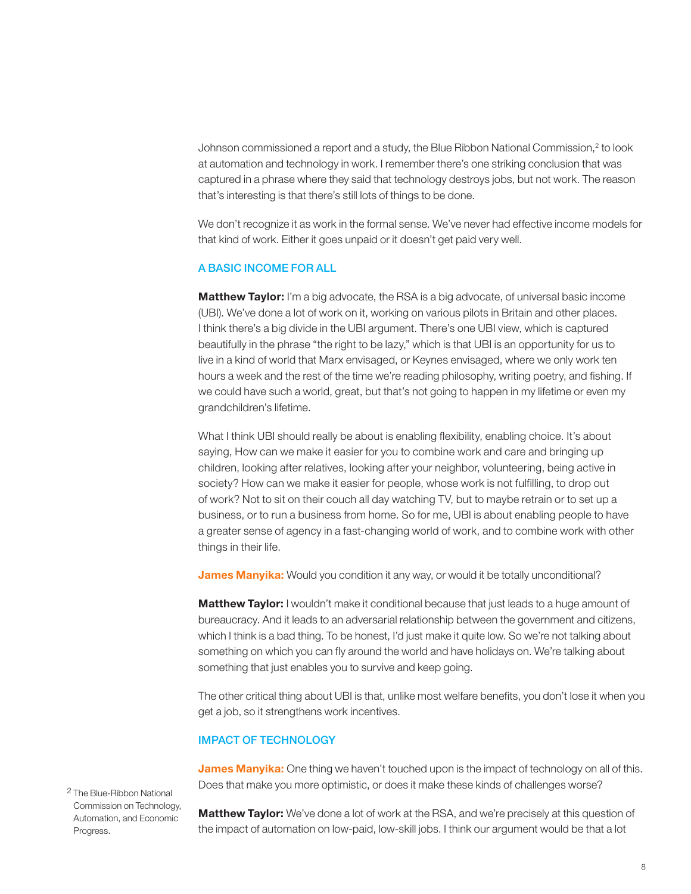Johnson commissioned a report and a study, the Blue Ribbon National Commission,[2] to look at automation and technology in work. I remember there's one striking conclusion that was captured in a phrase where they said that technology destroys jobs, but not work. The reason that's interesting is that there's still lots of things to be done.

We don't recognize it as work in the formal sense. We've never had effective income models for that kind of work. Either it goes unpaid or it doesn't get paid very well.

## A BASIC INCOME FOR ALL

**Matthew Taylor:** I'm a big advocate, the RSA is a big advocate, of universal basic income (UBI). We've done a lot of work on it, working on various pilots in Britain and other places. I think there's a big divide in the UBI argument. There's one UBI view, which is captured beautifully in the phrase "the right to be lazy," which is that UBI is an opportunity for us to live in a kind of world that Marx envisaged, or Keynes envisaged, where we only work ten hours a week and the rest of the time we're reading philosophy, writing poetry, and fishing. If we could have such a world, great, but that's not going to happen in my lifetime or even my grandchildren's lifetime.

What I think UBI should really be about is enabling flexibility, enabling choice. It's about saying, How can we make it easier for you to combine work and care and bringing up children, looking after relatives, looking after your neighbor, volunteering, being active in society? How can we make it easier for people, whose work is not fulfilling, to drop out of work? Not to sit on their couch all day watching TV, but to maybe retrain or to set up a business, or to run a business from home. So for me, UBI is about enabling people to have a greater sense of agency in a fast-changing world of work, and to combine work with other things in their life.

**James Manyika:** Would you condition it any way, or would it be totally unconditional?

**Matthew Taylor:** I wouldn't make it conditional because that just leads to a huge amount of bureaucracy. And it leads to an adversarial relationship between the government and citizens, which I think is a bad thing. To be honest, I'd just make it quite low. So we're not talking about something on which you can fly around the world and have holidays on. We're talking about something that just enables you to survive and keep going.

The other critical thing about UBI is that, unlike most welfare benefits, you don't lose it when you get a job, so it strengthens work incentives.

## IMPACT OF TECHNOLOGY

**James Manyika:** One thing we haven't touched upon is the impact of technology on all of this. Does that make you more optimistic, or does it make these kinds of challenges worse?

**Matthew Taylor:** We've done a lot of work at the RSA, and we're precisely at this question of the impact of automation on low-paid, low-skill jobs. I think our argument would be that a lot

[2] The Blue-Ribbon National Commission on Technology, Automation, and Economic Progress.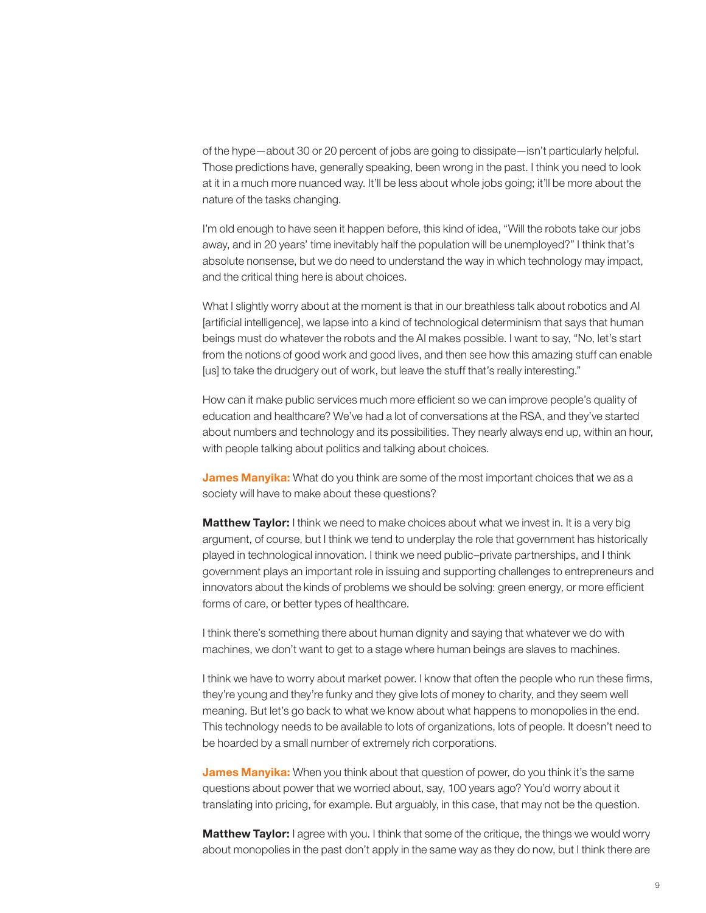of the hype—about 30 or 20 percent of jobs are going to dissipate—isn't particularly helpful. Those predictions have, generally speaking, been wrong in the past. I think you need to look at it in a much more nuanced way. It'll be less about whole jobs going; it'll be more about the nature of the tasks changing.

I'm old enough to have seen it happen before, this kind of idea, "Will the robots take our jobs away, and in 20 years' time inevitably half the population will be unemployed?" I think that's absolute nonsense, but we do need to understand the way in which technology may impact, and the critical thing here is about choices.

What I slightly worry about at the moment is that in our breathless talk about robotics and AI [artificial intelligence], we lapse into a kind of technological determinism that says that human beings must do whatever the robots and the AI makes possible. I want to say, "No, let's start from the notions of good work and good lives, and then see how this amazing stuff can enable [us] to take the drudgery out of work, but leave the stuff that's really interesting."

How can it make public services much more efficient so we can improve people's quality of education and healthcare? We've had a lot of conversations at the RSA, and they've started about numbers and technology and its possibilities. They nearly always end up, within an hour, with people talking about politics and talking about choices.

**James Manyika:** What do you think are some of the most important choices that we as a society will have to make about these questions?

**Matthew Taylor:** I think we need to make choices about what we invest in. It is a very big argument, of course, but I think we tend to underplay the role that government has historically played in technological innovation. I think we need public–private partnerships, and I think government plays an important role in issuing and supporting challenges to entrepreneurs and innovators about the kinds of problems we should be solving: green energy, or more efficient forms of care, or better types of healthcare.

I think there's something there about human dignity and saying that whatever we do with machines, we don't want to get to a stage where human beings are slaves to machines.

I think we have to worry about market power. I know that often the people who run these firms, they're young and they're funky and they give lots of money to charity, and they seem well meaning. But let's go back to what we know about what happens to monopolies in the end. This technology needs to be available to lots of organizations, lots of people. It doesn't need to be hoarded by a small number of extremely rich corporations.

**James Manyika:** When you think about that question of power, do you think it's the same questions about power that we worried about, say, 100 years ago? You'd worry about it translating into pricing, for example. But arguably, in this case, that may not be the question.

**Matthew Taylor:** I agree with you. I think that some of the critique, the things we would worry about monopolies in the past don't apply in the same way as they do now, but I think there are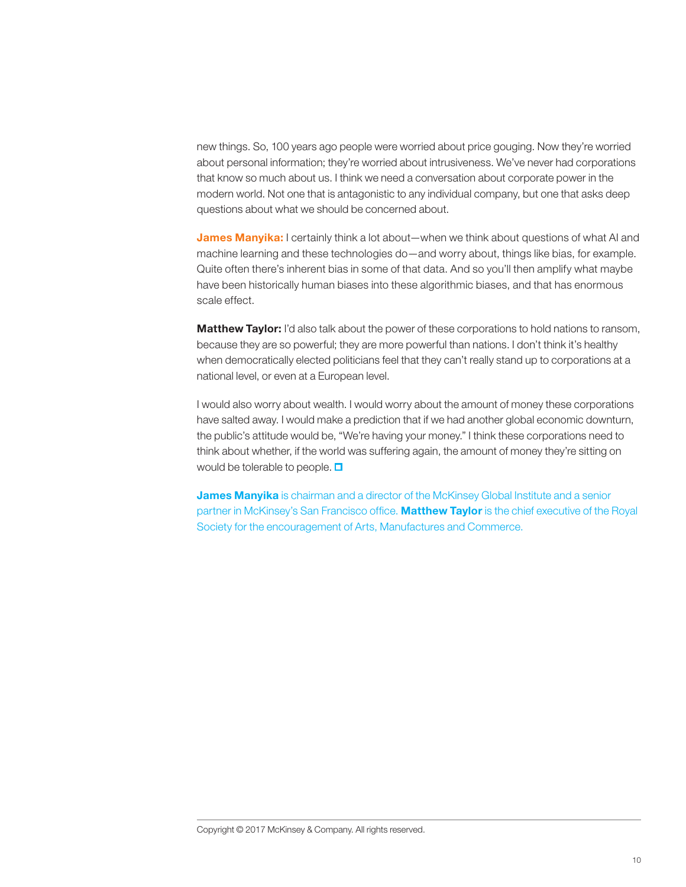new things. So, 100 years ago people were worried about price gouging. Now they're worried about personal information; they're worried about intrusiveness. We've never had corporations that know so much about us. I think we need a conversation about corporate power in the modern world. Not one that is antagonistic to any individual company, but one that asks deep questions about what we should be concerned about.

**James Manyika:** I certainly think a lot about—when we think about questions of what AI and machine learning and these technologies do—and worry about, things like bias, for example. Quite often there's inherent bias in some of that data. And so you'll then amplify what maybe have been historically human biases into these algorithmic biases, and that has enormous scale effect.

**Matthew Taylor:** I'd also talk about the power of these corporations to hold nations to ransom, because they are so powerful; they are more powerful than nations. I don't think it's healthy when democratically elected politicians feel that they can't really stand up to corporations at a national level, or even at a European level.

I would also worry about wealth. I would worry about the amount of money these corporations have salted away. I would make a prediction that if we had another global economic downturn, the public's attitude would be, "We're having your money." I think these corporations need to think about whether, if the world was suffering again, the amount of money they're sitting on would be tolerable to people. ◻

**James Manyika** is chairman and a director of the McKinsey Global Institute and a senior partner in McKinsey's San Francisco office. **Matthew Taylor** is the chief executive of the Royal Society for the encouragement of Arts, Manufactures and Commerce.

Copyright © 2017 McKinsey & Company. All rights reserved.